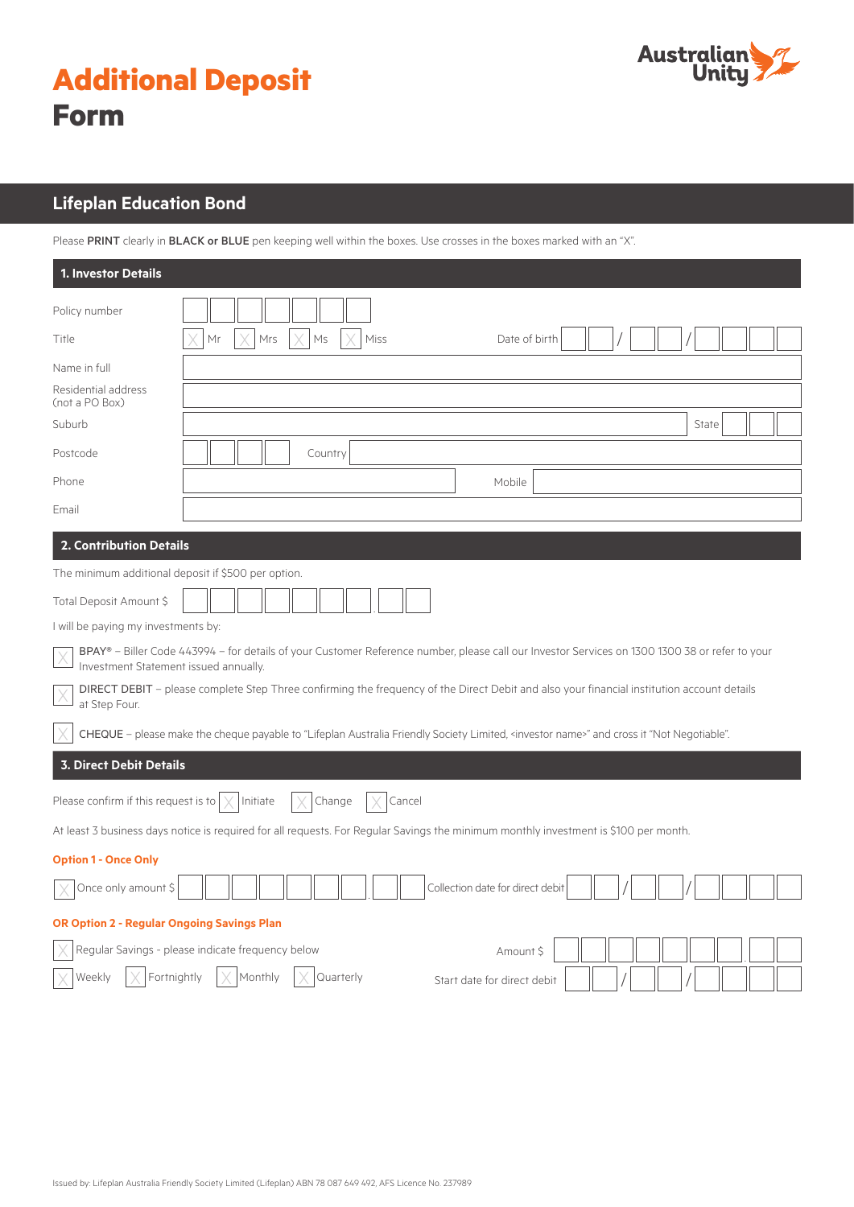# Additional Deposit Form

Australian Unity

## Lifeplan Education Bond

Please **PRINT** clearly in **BLACK or BLUE** pen keeping well within the boxes. Use crosses in the boxes marked with an "X".

### 1. Investor Details

Policy number

Title ☐ Mr ☐ Mrs ☐ Ms ☐ Miss  Date of birth __ / __ / ____

Name in full

Residential address (not a PO Box)

Suburb  State

Postcode  Country

Phone  Mobile

Email

### 2. Contribution Details

The minimum additional deposit if $500 per option.

Total Deposit Amount $

I will be paying my investments by:

☐ BPAY® – Biller Code 443994 – for details of your Customer Reference number, please call our Investor Services on 1300 1300 38 or refer to your Investment Statement issued annually.

☐ DIRECT DEBIT – please complete Step Three confirming the frequency of the Direct Debit and also your financial institution account details at Step Four.

☐ CHEQUE – please make the cheque payable to "Lifeplan Australia Friendly Society Limited, <investor name>" and cross it "Not Negotiable".

### 3. Direct Debit Details

Please confirm if this request is to ☐ Initiate ☐ Change ☐ Cancel

At least 3 business days notice is required for all requests. For Regular Savings the minimum monthly investment is $100 per month.

**Option 1 - Once Only**

☐ Once only amount $  Collection date for direct debit __ / __ / ____

**OR Option 2 - Regular Ongoing Savings Plan**

☐ Regular Savings - please indicate frequency below  Amount $

☐ Weekly ☐ Fortnightly ☐ Monthly ☐ Quarterly  Start date for direct debit __ / __ / ____

Issued by: Lifeplan Australia Friendly Society Limited (Lifeplan) ABN 78 087 649 492, AFS Licence No. 237989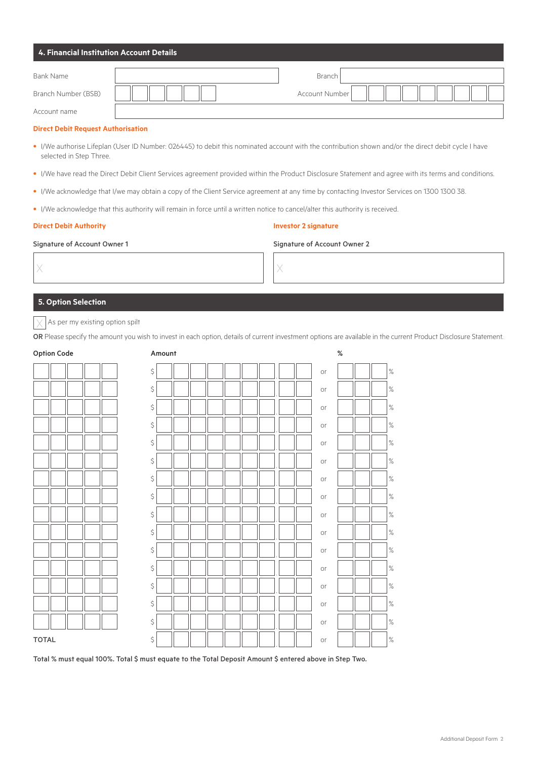## 4. Financial Institution Account Details

| | | | |
|---|---|---|---|
| Bank Name | | Branch | |
| Branch Number (BSB) | | Account Number | |
| Account name | | | |

**Direct Debit Request Authorisation**

- I/We authorise Lifeplan (User ID Number: 026445) to debit this nominated account with the contribution shown and/or the direct debit cycle I have selected in Step Three.
- I/We have read the Direct Debit Client Services agreement provided within the Product Disclosure Statement and agree with its terms and conditions.
- I/We acknowledge that I/we may obtain a copy of the Client Service agreement at any time by contacting Investor Services on 1300 1300 38.
- I/We acknowledge that this authority will remain in force until a written notice to cancel/alter this authority is received.

| **Direct Debit Authority** | **Investor 2 signature** |
|---|---|
| Signature of Account Owner 1 | Signature of Account Owner 2 |
| X | X |

## 5. Option Selection

☐ As per my existing option spilt

**OR** Please specify the amount you wish to invest in each option, details of current investment options are available in the current Product Disclosure Statement.

| Option Code | Amount | | % |
|---|---|---|---|
| | $ | or | % |
| | $ | or | % |
| | $ | or | % |
| | $ | or | % |
| | $ | or | % |
| | $ | or | % |
| | $ | or | % |
| | $ | or | % |
| | $ | or | % |
| | $ | or | % |
| | $ | or | % |
| | $ | or | % |
| | $ | or | % |
| | $ | or | % |
| | $ | or | % |
| TOTAL | $ | or | % |

**Total % must equal 100%. Total $ must equate to the Total Deposit Amount $ entered above in Step Two.**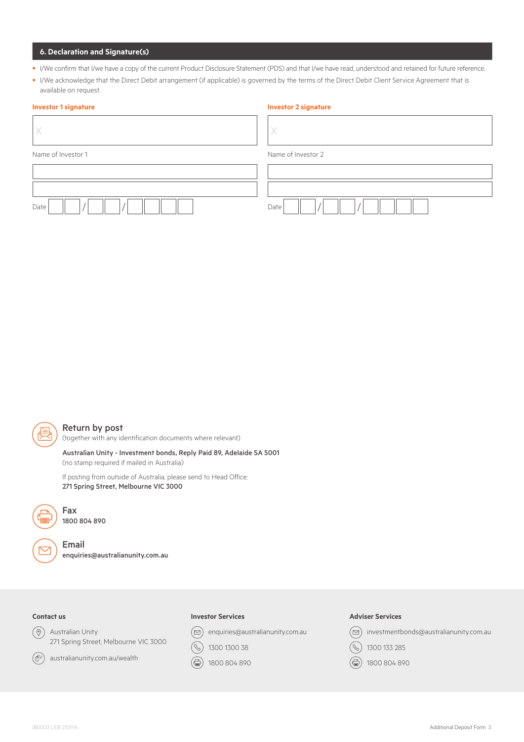## 6. Declaration and Signature(s)

- I/We confirm that I/we have a copy of the current Product Disclosure Statement (PDS) and that I/we have read, understood and retained for future reference.
- I/We acknowledge that the Direct Debit arrangement (if applicable) is governed by the terms of the Direct Debit Client Service Agreement that is available on request.

**Investor 1 signature**

X

Name of Investor 1

Date __ __ / __ __ / __ __ __ __

**Investor 2 signature**

X

Name of Investor 2

Date __ __ / __ __ / __ __ __ __

### Return by post

(together with any identification documents where relevant)

**Australian Unity - Investment bonds, Reply Paid 89, Adelaide SA 5001**
(no stamp required if mailed in Australia)

If posting from outside of Australia, please send to Head Office:
**271 Spring Street, Melbourne VIC 3000**

### Fax

**1800 804 890**

### Email

**enquiries@australianunity.com.au**

**Contact us**

Australian Unity
271 Spring Street, Melbourne VIC 3000

australianunity.com.au/wealth

**Investor Services**

enquiries@australianunity.com.au

1300 1300 38

1800 804 890

**Adviser Services**

investmentbonds@australianunity.com.au

1300 133 285

1800 804 890

IB0003 LEB 210914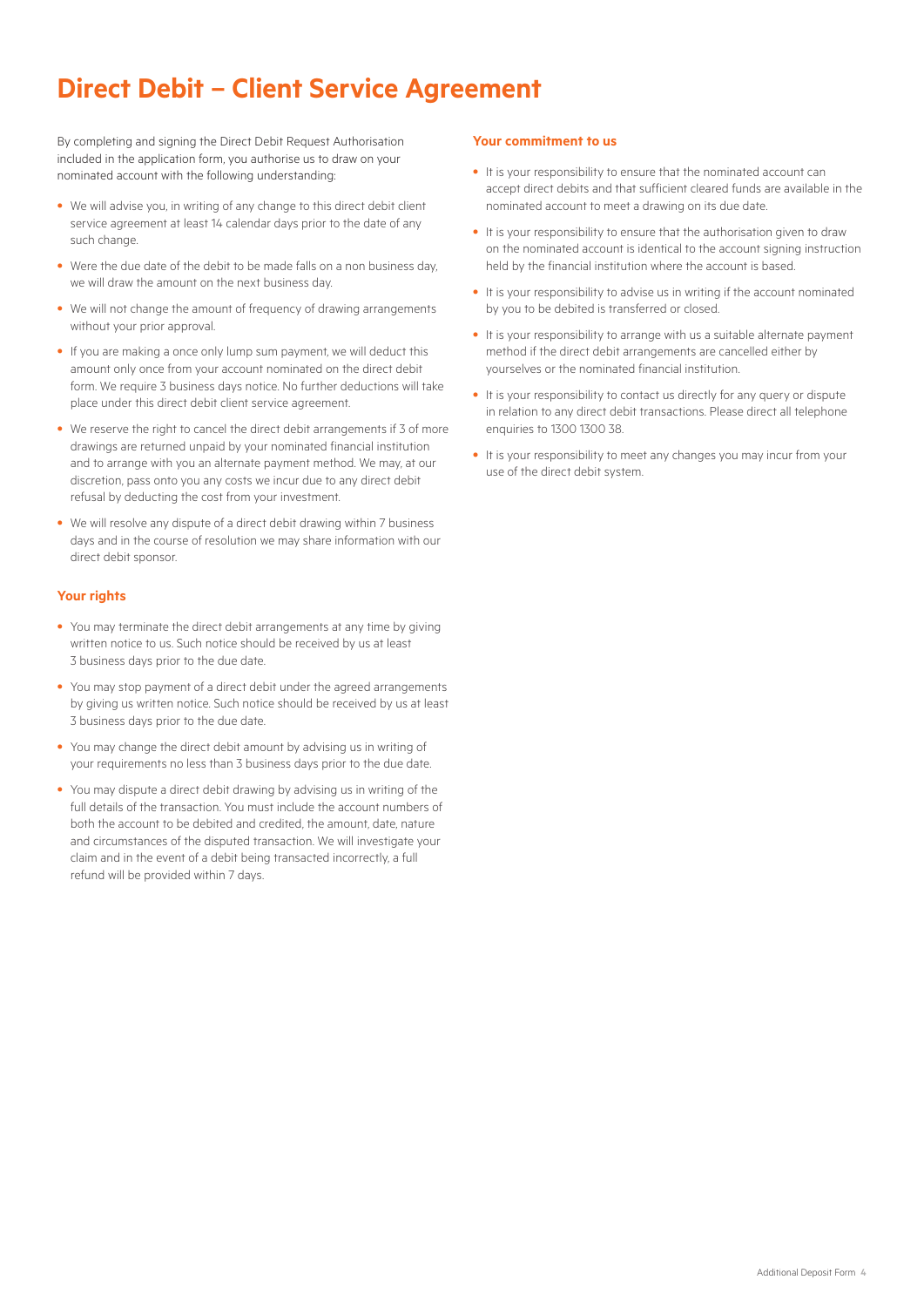# Direct Debit – Client Service Agreement

By completing and signing the Direct Debit Request Authorisation included in the application form, you authorise us to draw on your nominated account with the following understanding:

- We will advise you, in writing of any change to this direct debit client service agreement at least 14 calendar days prior to the date of any such change.
- Were the due date of the debit to be made falls on a non business day, we will draw the amount on the next business day.
- We will not change the amount of frequency of drawing arrangements without your prior approval.
- If you are making a once only lump sum payment, we will deduct this amount only once from your account nominated on the direct debit form. We require 3 business days notice. No further deductions will take place under this direct debit client service agreement.
- We reserve the right to cancel the direct debit arrangements if 3 of more drawings are returned unpaid by your nominated financial institution and to arrange with you an alternate payment method. We may, at our discretion, pass onto you any costs we incur due to any direct debit refusal by deducting the cost from your investment.
- We will resolve any dispute of a direct debit drawing within 7 business days and in the course of resolution we may share information with our direct debit sponsor.

### Your rights

- You may terminate the direct debit arrangements at any time by giving written notice to us. Such notice should be received by us at least 3 business days prior to the due date.
- You may stop payment of a direct debit under the agreed arrangements by giving us written notice. Such notice should be received by us at least 3 business days prior to the due date.
- You may change the direct debit amount by advising us in writing of your requirements no less than 3 business days prior to the due date.
- You may dispute a direct debit drawing by advising us in writing of the full details of the transaction. You must include the account numbers of both the account to be debited and credited, the amount, date, nature and circumstances of the disputed transaction. We will investigate your claim and in the event of a debit being transacted incorrectly, a full refund will be provided within 7 days.

### Your commitment to us

- It is your responsibility to ensure that the nominated account can accept direct debits and that sufficient cleared funds are available in the nominated account to meet a drawing on its due date.
- It is your responsibility to ensure that the authorisation given to draw on the nominated account is identical to the account signing instruction held by the financial institution where the account is based.
- It is your responsibility to advise us in writing if the account nominated by you to be debited is transferred or closed.
- It is your responsibility to arrange with us a suitable alternate payment method if the direct debit arrangements are cancelled either by yourselves or the nominated financial institution.
- It is your responsibility to contact us directly for any query or dispute in relation to any direct debit transactions. Please direct all telephone enquiries to 1300 1300 38.
- It is your responsibility to meet any changes you may incur from your use of the direct debit system.